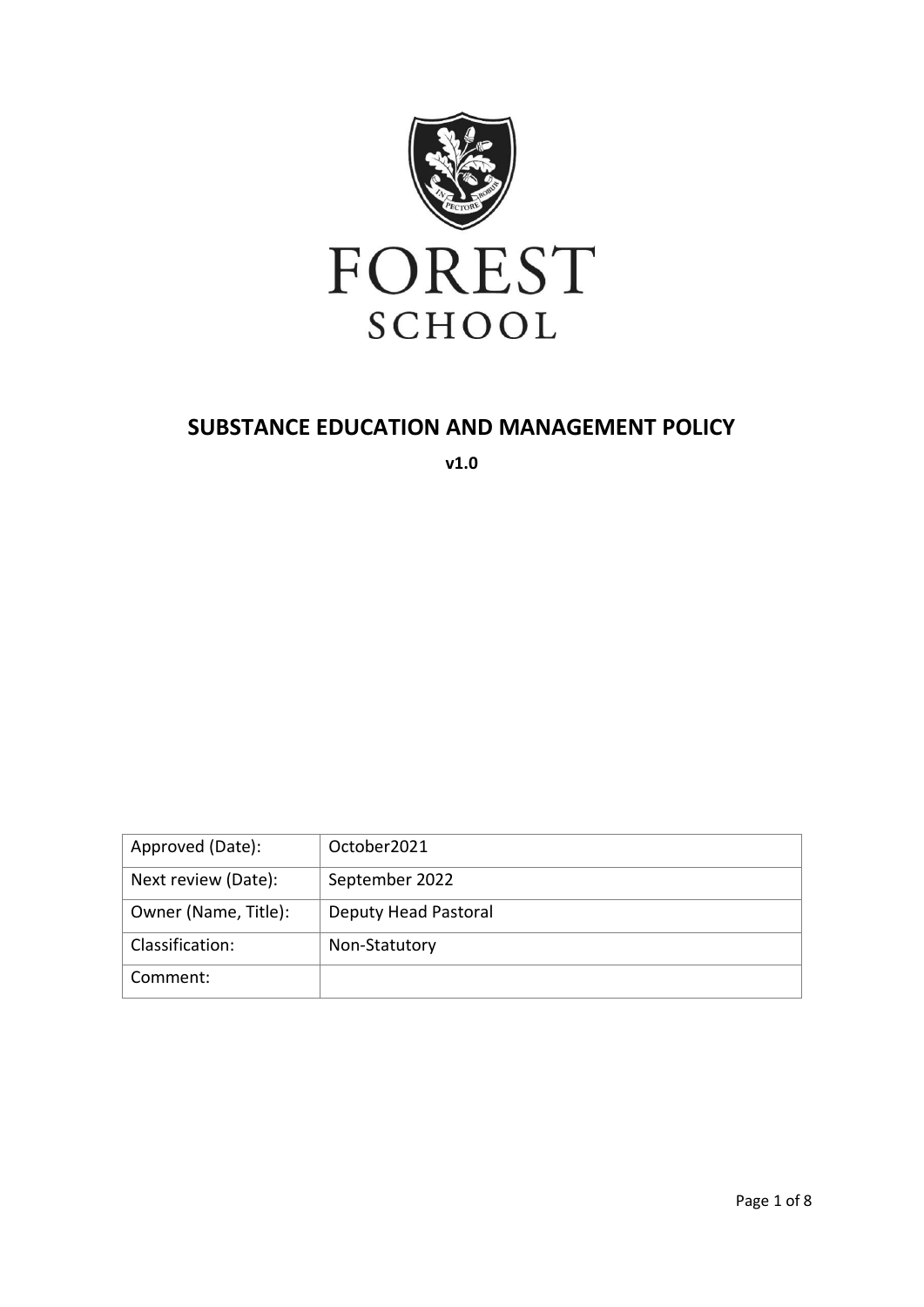FOREST

SCHOOL

# SUBSTANCE EDUCATION AND MANAGEMENT POLICY

**v1.0**

| Approved (Date): | October2021 |
|---|---|
| Next review (Date): | September 2022 |
| Owner (Name, Title): | Deputy Head Pastoral |
| Classification: | Non-Statutory |
| Comment: | |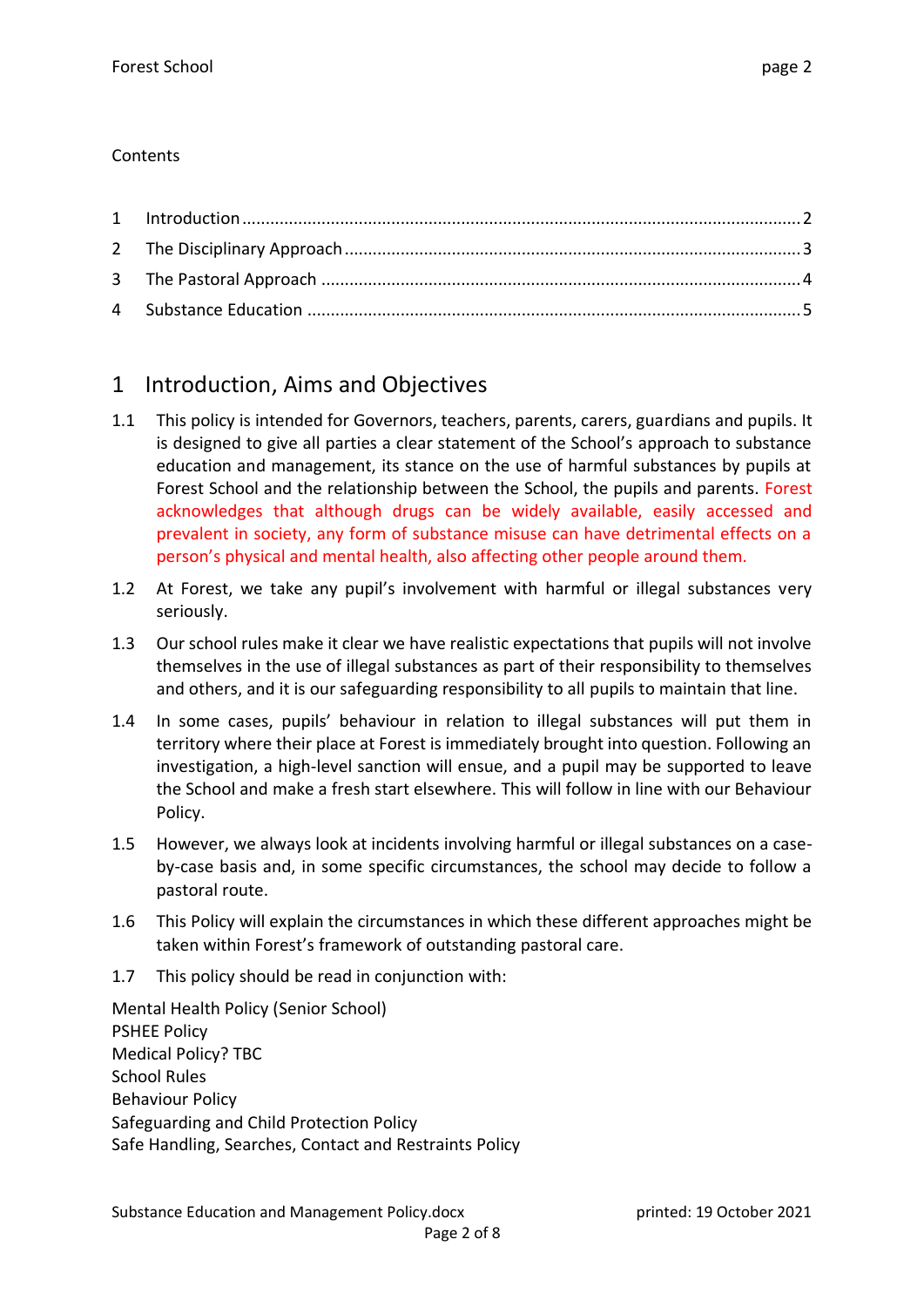Contents

| | | |
|---|---|---|
| 1 | Introduction | 2 |
| 2 | The Disciplinary Approach | 3 |
| 3 | The Pastoral Approach | 4 |
| 4 | Substance Education | 5 |

## 1 Introduction, Aims and Objectives

1.1 This policy is intended for Governors, teachers, parents, carers, guardians and pupils. It is designed to give all parties a clear statement of the School's approach to substance education and management, its stance on the use of harmful substances by pupils at Forest School and the relationship between the School, the pupils and parents. Forest acknowledges that although drugs can be widely available, easily accessed and prevalent in society, any form of substance misuse can have detrimental effects on a person's physical and mental health, also affecting other people around them.

1.2 At Forest, we take any pupil's involvement with harmful or illegal substances very seriously.

1.3 Our school rules make it clear we have realistic expectations that pupils will not involve themselves in the use of illegal substances as part of their responsibility to themselves and others, and it is our safeguarding responsibility to all pupils to maintain that line.

1.4 In some cases, pupils' behaviour in relation to illegal substances will put them in territory where their place at Forest is immediately brought into question. Following an investigation, a high-level sanction will ensue, and a pupil may be supported to leave the School and make a fresh start elsewhere. This will follow in line with our Behaviour Policy.

1.5 However, we always look at incidents involving harmful or illegal substances on a case-by-case basis and, in some specific circumstances, the school may decide to follow a pastoral route.

1.6 This Policy will explain the circumstances in which these different approaches might be taken within Forest's framework of outstanding pastoral care.

1.7 This policy should be read in conjunction with:

Mental Health Policy (Senior School)
PSHEE Policy
Medical Policy? TBC
School Rules
Behaviour Policy
Safeguarding and Child Protection Policy
Safe Handling, Searches, Contact and Restraints Policy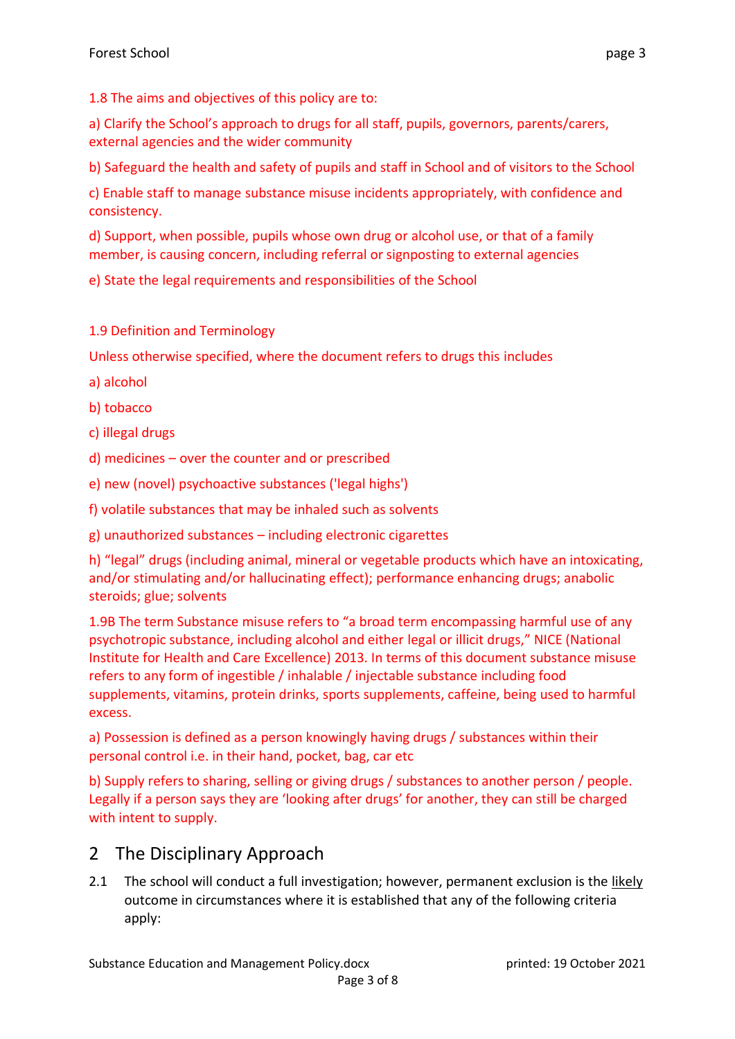1.8 The aims and objectives of this policy are to:

a) Clarify the School's approach to drugs for all staff, pupils, governors, parents/carers, external agencies and the wider community

b) Safeguard the health and safety of pupils and staff in School and of visitors to the School

c) Enable staff to manage substance misuse incidents appropriately, with confidence and consistency.

d) Support, when possible, pupils whose own drug or alcohol use, or that of a family member, is causing concern, including referral or signposting to external agencies

e) State the legal requirements and responsibilities of the School

1.9 Definition and Terminology

Unless otherwise specified, where the document refers to drugs this includes

a) alcohol

b) tobacco

c) illegal drugs

d) medicines – over the counter and or prescribed

e) new (novel) psychoactive substances ('legal highs')

f) volatile substances that may be inhaled such as solvents

g) unauthorized substances – including electronic cigarettes

h) "legal" drugs (including animal, mineral or vegetable products which have an intoxicating, and/or stimulating and/or hallucinating effect); performance enhancing drugs; anabolic steroids; glue; solvents

1.9B The term Substance misuse refers to "a broad term encompassing harmful use of any psychotropic substance, including alcohol and either legal or illicit drugs," NICE (National Institute for Health and Care Excellence) 2013. In terms of this document substance misuse refers to any form of ingestible / inhalable / injectable substance including food supplements, vitamins, protein drinks, sports supplements, caffeine, being used to harmful excess.

a) Possession is defined as a person knowingly having drugs / substances within their personal control i.e. in their hand, pocket, bag, car etc

b) Supply refers to sharing, selling or giving drugs / substances to another person / people. Legally if a person says they are 'looking after drugs' for another, they can still be charged with intent to supply.

## 2 The Disciplinary Approach

2.1 The school will conduct a full investigation; however, permanent exclusion is the likely outcome in circumstances where it is established that any of the following criteria apply: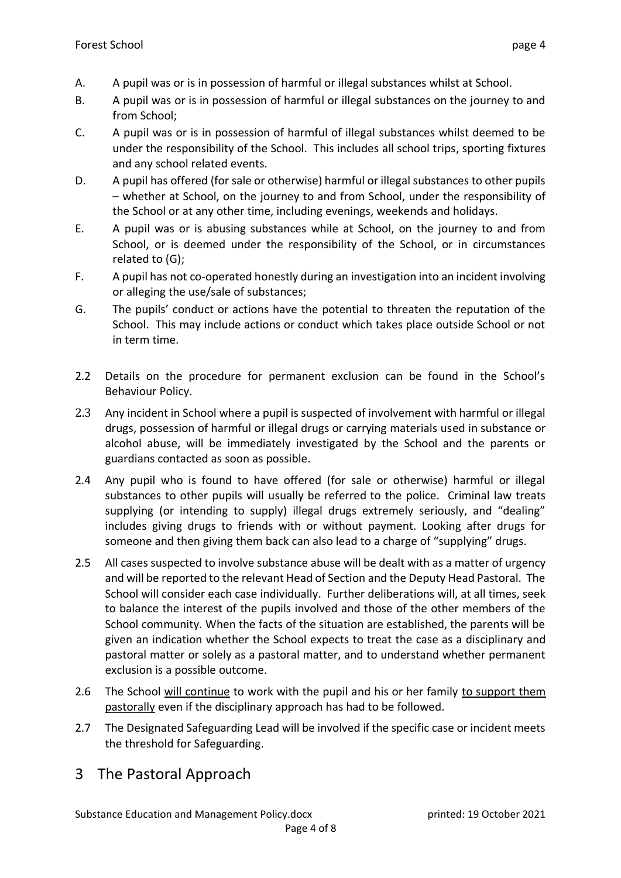A. A pupil was or is in possession of harmful or illegal substances whilst at School.

B. A pupil was or is in possession of harmful or illegal substances on the journey to and from School;

C. A pupil was or is in possession of harmful of illegal substances whilst deemed to be under the responsibility of the School. This includes all school trips, sporting fixtures and any school related events.

D. A pupil has offered (for sale or otherwise) harmful or illegal substances to other pupils – whether at School, on the journey to and from School, under the responsibility of the School or at any other time, including evenings, weekends and holidays.

E. A pupil was or is abusing substances while at School, on the journey to and from School, or is deemed under the responsibility of the School, or in circumstances related to (G);

F. A pupil has not co-operated honestly during an investigation into an incident involving or alleging the use/sale of substances;

G. The pupils' conduct or actions have the potential to threaten the reputation of the School. This may include actions or conduct which takes place outside School or not in term time.

2.2 Details on the procedure for permanent exclusion can be found in the School's Behaviour Policy.

2.3 Any incident in School where a pupil is suspected of involvement with harmful or illegal drugs, possession of harmful or illegal drugs or carrying materials used in substance or alcohol abuse, will be immediately investigated by the School and the parents or guardians contacted as soon as possible.

2.4 Any pupil who is found to have offered (for sale or otherwise) harmful or illegal substances to other pupils will usually be referred to the police. Criminal law treats supplying (or intending to supply) illegal drugs extremely seriously, and "dealing" includes giving drugs to friends with or without payment. Looking after drugs for someone and then giving them back can also lead to a charge of "supplying" drugs.

2.5 All cases suspected to involve substance abuse will be dealt with as a matter of urgency and will be reported to the relevant Head of Section and the Deputy Head Pastoral. The School will consider each case individually. Further deliberations will, at all times, seek to balance the interest of the pupils involved and those of the other members of the School community. When the facts of the situation are established, the parents will be given an indication whether the School expects to treat the case as a disciplinary and pastoral matter or solely as a pastoral matter, and to understand whether permanent exclusion is a possible outcome.

2.6 The School <u>will continue</u> to work with the pupil and his or her family <u>to support them pastorally</u> even if the disciplinary approach has had to be followed.

2.7 The Designated Safeguarding Lead will be involved if the specific case or incident meets the threshold for Safeguarding.

# 3 The Pastoral Approach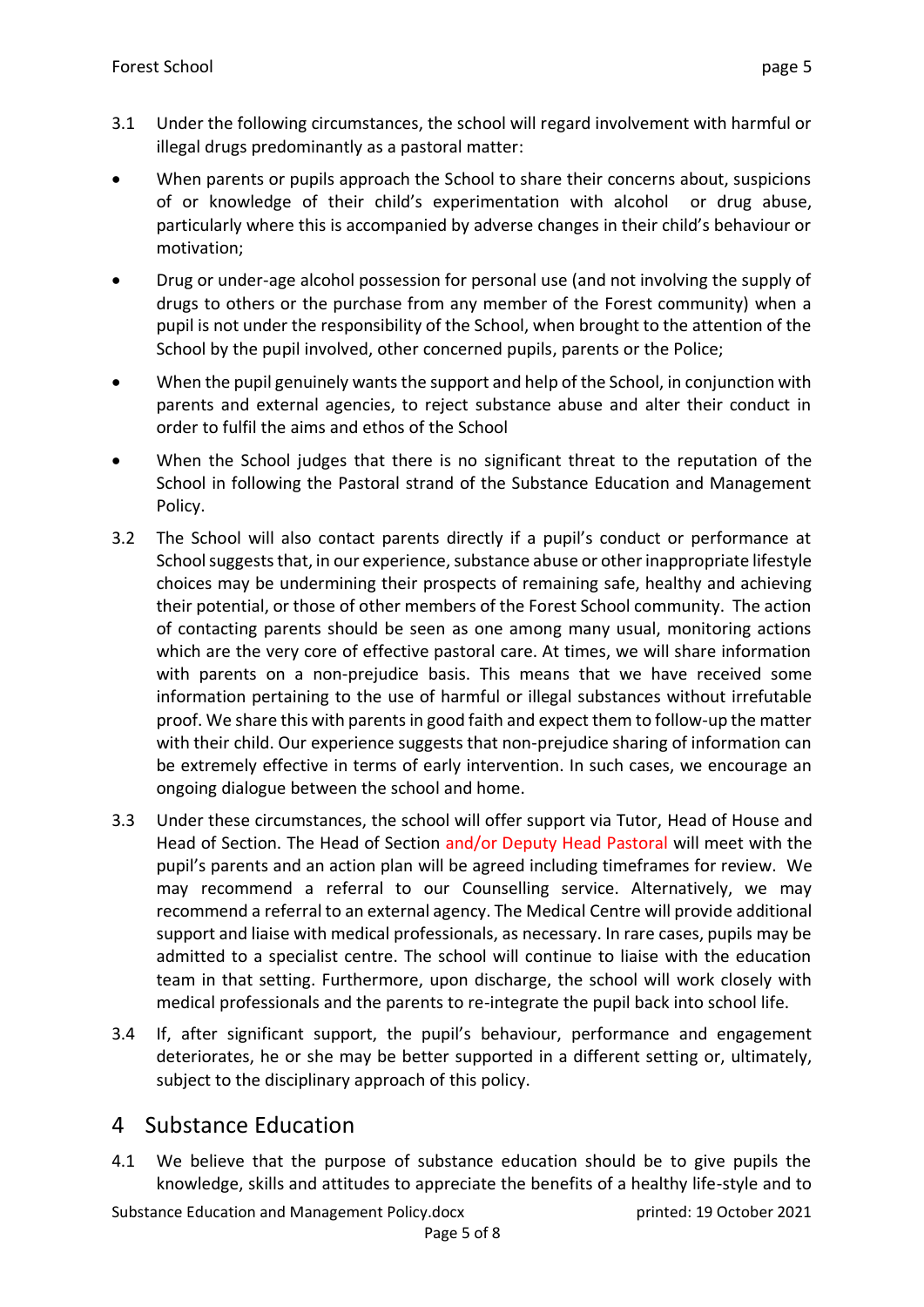3.1 Under the following circumstances, the school will regard involvement with harmful or illegal drugs predominantly as a pastoral matter:

- When parents or pupils approach the School to share their concerns about, suspicions of or knowledge of their child's experimentation with alcohol or drug abuse, particularly where this is accompanied by adverse changes in their child's behaviour or motivation;
- Drug or under-age alcohol possession for personal use (and not involving the supply of drugs to others or the purchase from any member of the Forest community) when a pupil is not under the responsibility of the School, when brought to the attention of the School by the pupil involved, other concerned pupils, parents or the Police;
- When the pupil genuinely wants the support and help of the School, in conjunction with parents and external agencies, to reject substance abuse and alter their conduct in order to fulfil the aims and ethos of the School
- When the School judges that there is no significant threat to the reputation of the School in following the Pastoral strand of the Substance Education and Management Policy.

3.2 The School will also contact parents directly if a pupil's conduct or performance at School suggests that, in our experience, substance abuse or other inappropriate lifestyle choices may be undermining their prospects of remaining safe, healthy and achieving their potential, or those of other members of the Forest School community. The action of contacting parents should be seen as one among many usual, monitoring actions which are the very core of effective pastoral care. At times, we will share information with parents on a non-prejudice basis. This means that we have received some information pertaining to the use of harmful or illegal substances without irrefutable proof. We share this with parents in good faith and expect them to follow-up the matter with their child. Our experience suggests that non-prejudice sharing of information can be extremely effective in terms of early intervention. In such cases, we encourage an ongoing dialogue between the school and home.

3.3 Under these circumstances, the school will offer support via Tutor, Head of House and Head of Section. The Head of Section and/or Deputy Head Pastoral will meet with the pupil's parents and an action plan will be agreed including timeframes for review. We may recommend a referral to our Counselling service. Alternatively, we may recommend a referral to an external agency. The Medical Centre will provide additional support and liaise with medical professionals, as necessary. In rare cases, pupils may be admitted to a specialist centre. The school will continue to liaise with the education team in that setting. Furthermore, upon discharge, the school will work closely with medical professionals and the parents to re-integrate the pupil back into school life.

3.4 If, after significant support, the pupil's behaviour, performance and engagement deteriorates, he or she may be better supported in a different setting or, ultimately, subject to the disciplinary approach of this policy.

## 4 Substance Education

4.1 We believe that the purpose of substance education should be to give pupils the knowledge, skills and attitudes to appreciate the benefits of a healthy life-style and to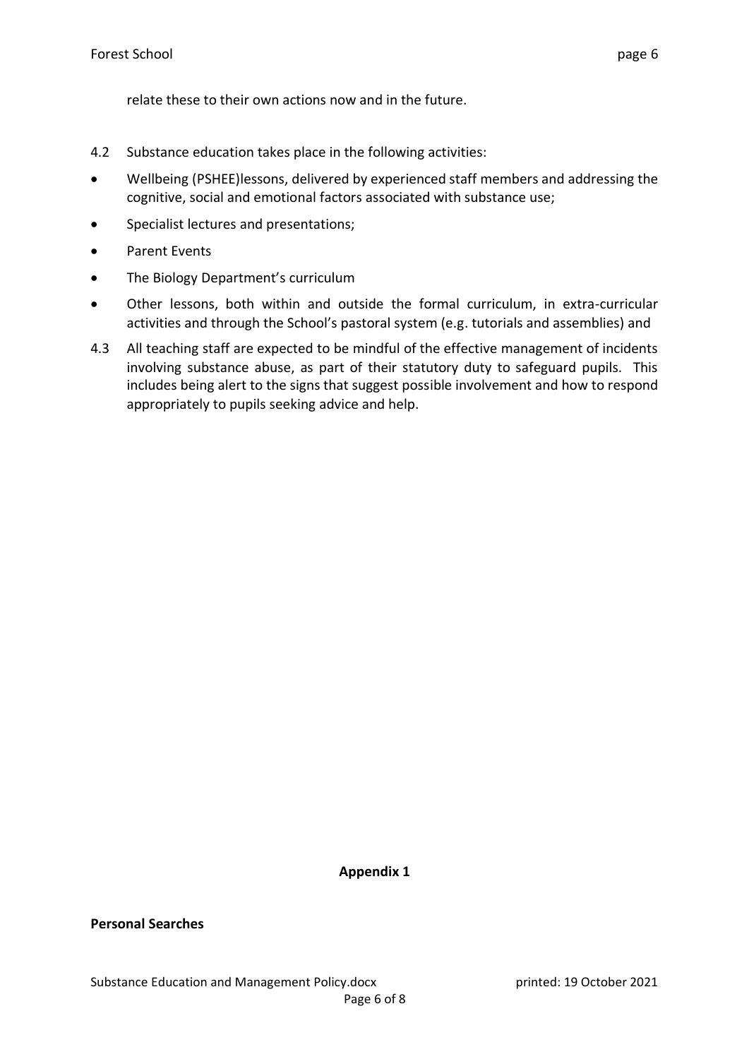relate these to their own actions now and in the future.

4.2 Substance education takes place in the following activities:

- Wellbeing (PSHEE)lessons, delivered by experienced staff members and addressing the cognitive, social and emotional factors associated with substance use;
- Specialist lectures and presentations;
- Parent Events
- The Biology Department's curriculum
- Other lessons, both within and outside the formal curriculum, in extra-curricular activities and through the School's pastoral system (e.g. tutorials and assemblies) and

4.3 All teaching staff are expected to be mindful of the effective management of incidents involving substance abuse, as part of their statutory duty to safeguard pupils. This includes being alert to the signs that suggest possible involvement and how to respond appropriately to pupils seeking advice and help.

## Appendix 1

**Personal Searches**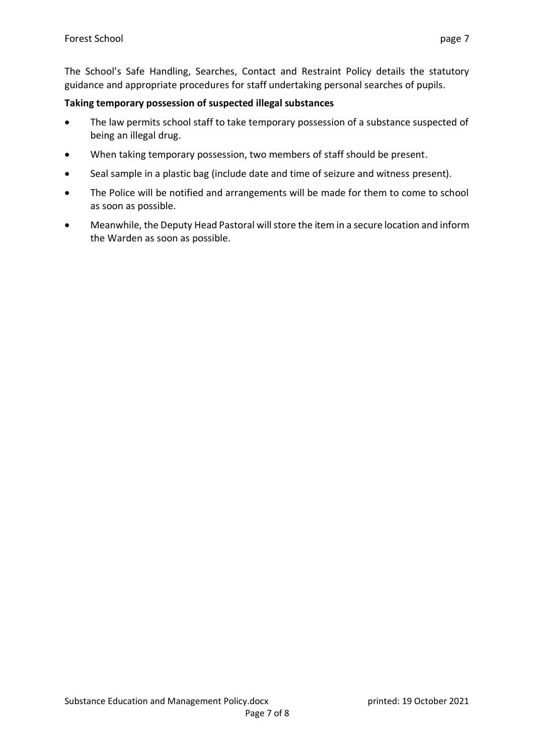The School's Safe Handling, Searches, Contact and Restraint Policy details the statutory guidance and appropriate procedures for staff undertaking personal searches of pupils.

**Taking temporary possession of suspected illegal substances**

- The law permits school staff to take temporary possession of a substance suspected of being an illegal drug.
- When taking temporary possession, two members of staff should be present.
- Seal sample in a plastic bag (include date and time of seizure and witness present).
- The Police will be notified and arrangements will be made for them to come to school as soon as possible.
- Meanwhile, the Deputy Head Pastoral will store the item in a secure location and inform the Warden as soon as possible.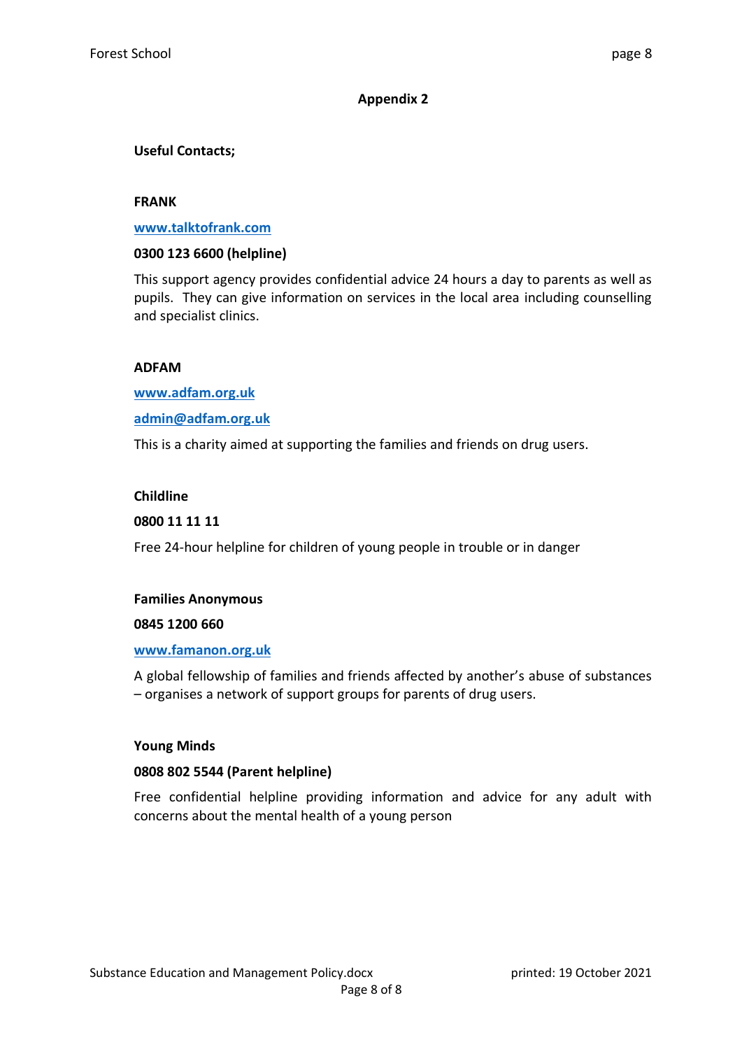## Appendix 2

**Useful Contacts;**

**FRANK**

**www.talktofrank.com**

**0300 123 6600 (helpline)**

This support agency provides confidential advice 24 hours a day to parents as well as pupils. They can give information on services in the local area including counselling and specialist clinics.

**ADFAM**

**www.adfam.org.uk**

**admin@adfam.org.uk**

This is a charity aimed at supporting the families and friends on drug users.

**Childline**

**0800 11 11 11**

Free 24-hour helpline for children of young people in trouble or in danger

**Families Anonymous**

**0845 1200 660**

**www.famanon.org.uk**

A global fellowship of families and friends affected by another's abuse of substances – organises a network of support groups for parents of drug users.

**Young Minds**

**0808 802 5544 (Parent helpline)**

Free confidential helpline providing information and advice for any adult with concerns about the mental health of a young person